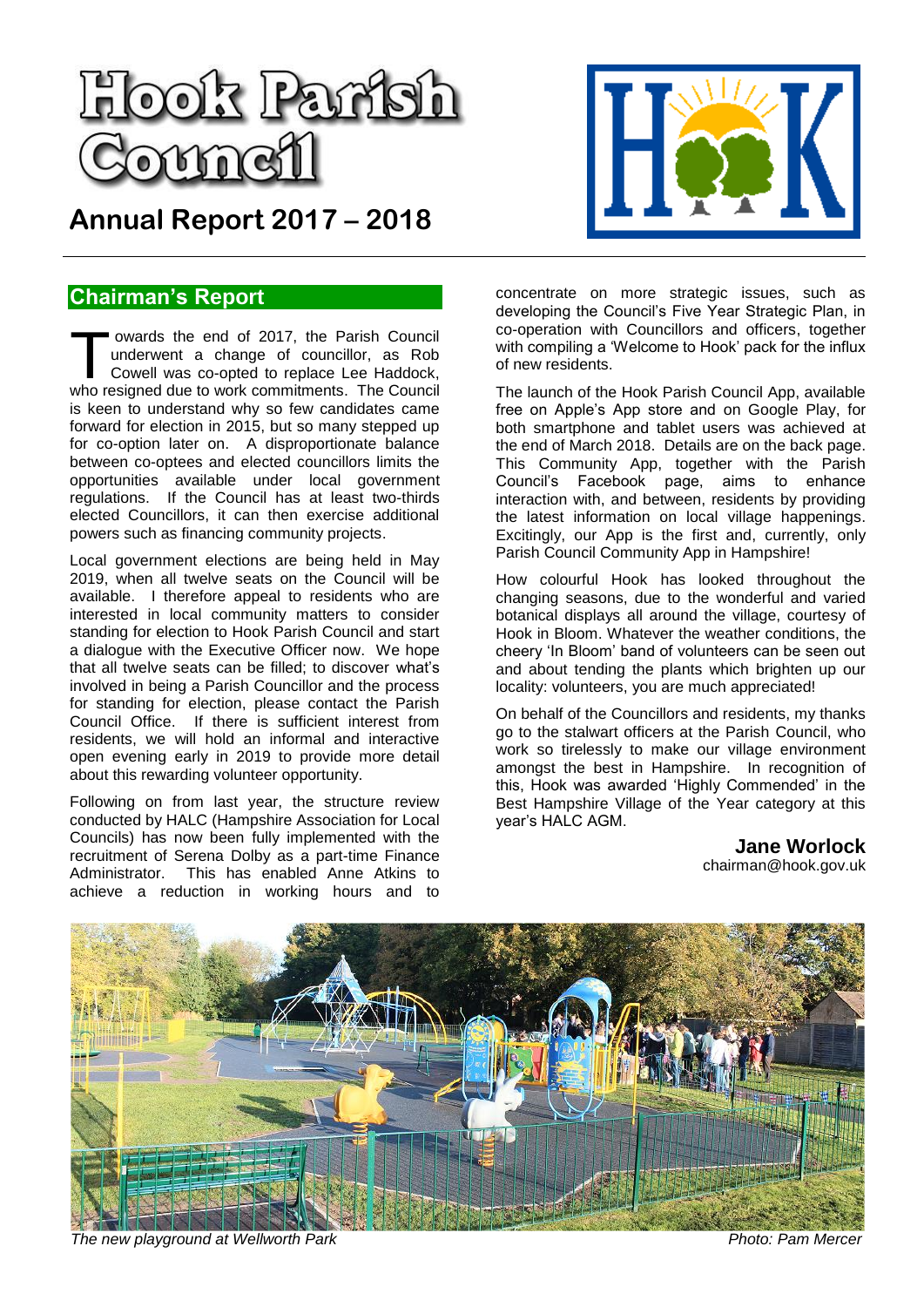# Hook Parish Council

## Annual Report 2017 – 2018

## Chairman's Report

Towards the end of 2017, the Parish Council underwent a change of councillor, as Rob Cowell was co-opted to replace Lee Haddock, who resigned due to work commitments. The Council is keen to understand why so few candidates came forward for election in 2015, but so many stepped up for co-option later on. A disproportionate balance between co-optees and elected councillors limits the opportunities available under local government regulations. If the Council has at least two-thirds elected Councillors, it can then exercise additional powers such as financing community projects.

Local government elections are being held in May 2019, when all twelve seats on the Council will be available. I therefore appeal to residents who are interested in local community matters to consider standing for election to Hook Parish Council and start a dialogue with the Executive Officer now. We hope that all twelve seats can be filled; to discover what's involved in being a Parish Councillor and the process for standing for election, please contact the Parish Council Office. If there is sufficient interest from residents, we will hold an informal and interactive open evening early in 2019 to provide more detail about this rewarding volunteer opportunity.

Following on from last year, the structure review conducted by HALC (Hampshire Association for Local Councils) has now been fully implemented with the recruitment of Serena Dolby as a part-time Finance Administrator. This has enabled Anne Atkins to achieve a reduction in working hours and to concentrate on more strategic issues, such as developing the Council's Five Year Strategic Plan, in co-operation with Councillors and officers, together with compiling a 'Welcome to Hook' pack for the influx of new residents.

The launch of the Hook Parish Council App, available free on Apple's App store and on Google Play, for both smartphone and tablet users was achieved at the end of March 2018. Details are on the back page. This Community App, together with the Parish Council's Facebook page, aims to enhance interaction with, and between, residents by providing the latest information on local village happenings. Excitingly, our App is the first and, currently, only Parish Council Community App in Hampshire!

How colourful Hook has looked throughout the changing seasons, due to the wonderful and varied botanical displays all around the village, courtesy of Hook in Bloom. Whatever the weather conditions, the cheery 'In Bloom' band of volunteers can be seen out and about tending the plants which brighten up our locality: volunteers, you are much appreciated!

On behalf of the Councillors and residents, my thanks go to the stalwart officers at the Parish Council, who work so tirelessly to make our village environment amongst the best in Hampshire. In recognition of this, Hook was awarded 'Highly Commended' in the Best Hampshire Village of the Year category at this year's HALC AGM.

**Jane Worlock**
chairman@hook.gov.uk

*The new playground at Wellworth Park* *Photo: Pam Mercer*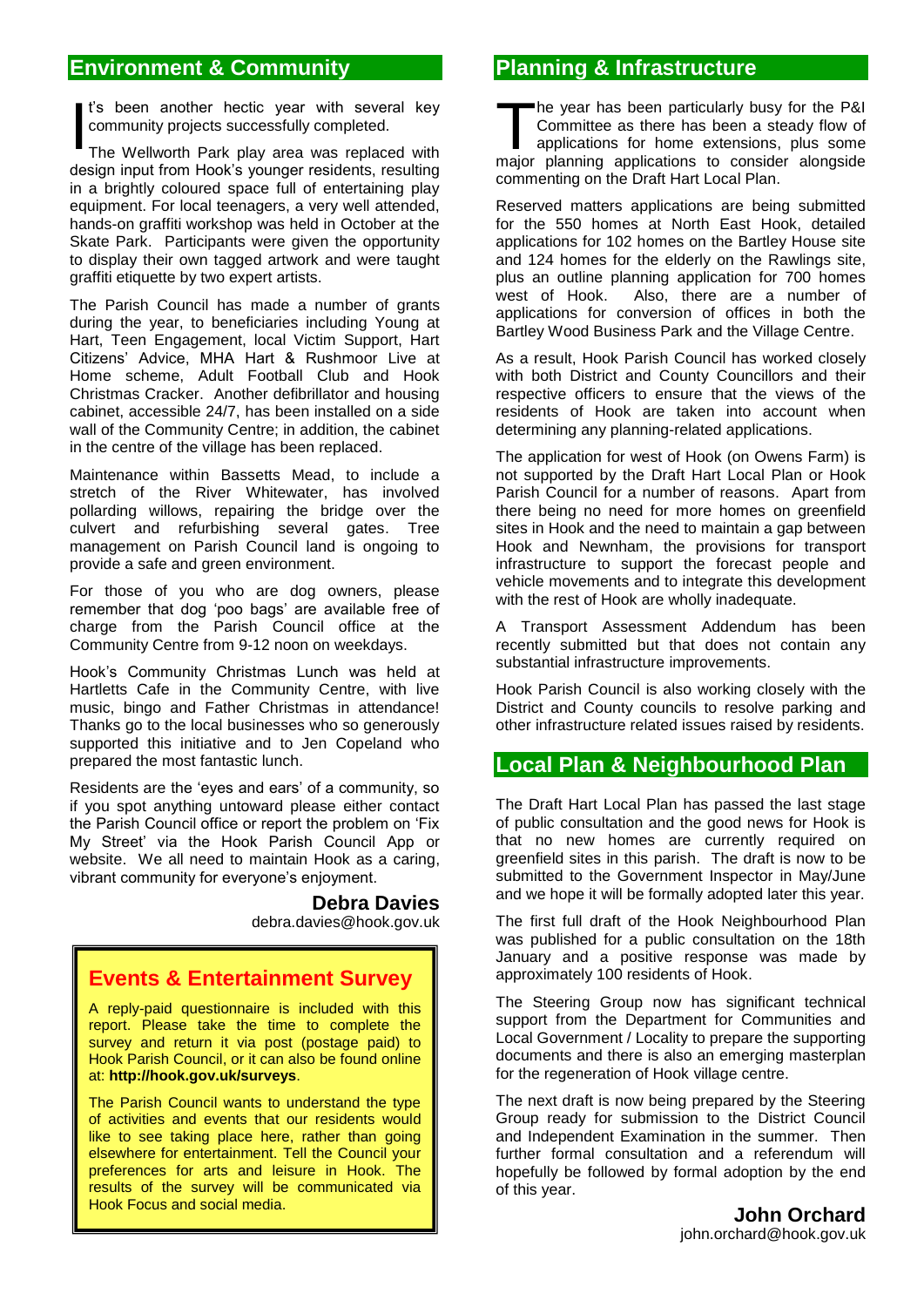## Environment & Community

It's been another hectic year with several key community projects successfully completed.

The Wellworth Park play area was replaced with design input from Hook's younger residents, resulting in a brightly coloured space full of entertaining play equipment. For local teenagers, a very well attended, hands-on graffiti workshop was held in October at the Skate Park. Participants were given the opportunity to display their own tagged artwork and were taught graffiti etiquette by two expert artists.

The Parish Council has made a number of grants during the year, to beneficiaries including Young at Hart, Teen Engagement, local Victim Support, Hart Citizens' Advice, MHA Hart & Rushmoor Live at Home scheme, Adult Football Club and Hook Christmas Cracker. Another defibrillator and housing cabinet, accessible 24/7, has been installed on a side wall of the Community Centre; in addition, the cabinet in the centre of the village has been replaced.

Maintenance within Bassetts Mead, to include a stretch of the River Whitewater, has involved pollarding willows, repairing the bridge over the culvert and refurbishing several gates. Tree management on Parish Council land is ongoing to provide a safe and green environment.

For those of you who are dog owners, please remember that dog 'poo bags' are available free of charge from the Parish Council office at the Community Centre from 9-12 noon on weekdays.

Hook's Community Christmas Lunch was held at Hartletts Cafe in the Community Centre, with live music, bingo and Father Christmas in attendance! Thanks go to the local businesses who so generously supported this initiative and to Jen Copeland who prepared the most fantastic lunch.

Residents are the 'eyes and ears' of a community, so if you spot anything untoward please either contact the Parish Council office or report the problem on 'Fix My Street' via the Hook Parish Council App or website. We all need to maintain Hook as a caring, vibrant community for everyone's enjoyment.

**Debra Davies**
debra.davies@hook.gov.uk

## Events & Entertainment Survey

A reply-paid questionnaire is included with this report. Please take the time to complete the survey and return it via post (postage paid) to Hook Parish Council, or it can also be found online at: **http://hook.gov.uk/surveys**.

The Parish Council wants to understand the type of activities and events that our residents would like to see taking place here, rather than going elsewhere for entertainment. Tell the Council your preferences for arts and leisure in Hook. The results of the survey will be communicated via Hook Focus and social media.

## Planning & Infrastructure

The year has been particularly busy for the P&I Committee as there has been a steady flow of applications for home extensions, plus some major planning applications to consider alongside commenting on the Draft Hart Local Plan.

Reserved matters applications are being submitted for the 550 homes at North East Hook, detailed applications for 102 homes on the Bartley House site and 124 homes for the elderly on the Rawlings site, plus an outline planning application for 700 homes west of Hook. Also, there are a number of applications for conversion of offices in both the Bartley Wood Business Park and the Village Centre.

As a result, Hook Parish Council has worked closely with both District and County Councillors and their respective officers to ensure that the views of the residents of Hook are taken into account when determining any planning-related applications.

The application for west of Hook (on Owens Farm) is not supported by the Draft Hart Local Plan or Hook Parish Council for a number of reasons. Apart from there being no need for more homes on greenfield sites in Hook and the need to maintain a gap between Hook and Newnham, the provisions for transport infrastructure to support the forecast people and vehicle movements and to integrate this development with the rest of Hook are wholly inadequate.

A Transport Assessment Addendum has been recently submitted but that does not contain any substantial infrastructure improvements.

Hook Parish Council is also working closely with the District and County councils to resolve parking and other infrastructure related issues raised by residents.

## Local Plan & Neighbourhood Plan

The Draft Hart Local Plan has passed the last stage of public consultation and the good news for Hook is that no new homes are currently required on greenfield sites in this parish. The draft is now to be submitted to the Government Inspector in May/June and we hope it will be formally adopted later this year.

The first full draft of the Hook Neighbourhood Plan was published for a public consultation on the 18th January and a positive response was made by approximately 100 residents of Hook.

The Steering Group now has significant technical support from the Department for Communities and Local Government / Locality to prepare the supporting documents and there is also an emerging masterplan for the regeneration of Hook village centre.

The next draft is now being prepared by the Steering Group ready for submission to the District Council and Independent Examination in the summer. Then further formal consultation and a referendum will hopefully be followed by formal adoption by the end of this year.

**John Orchard**
john.orchard@hook.gov.uk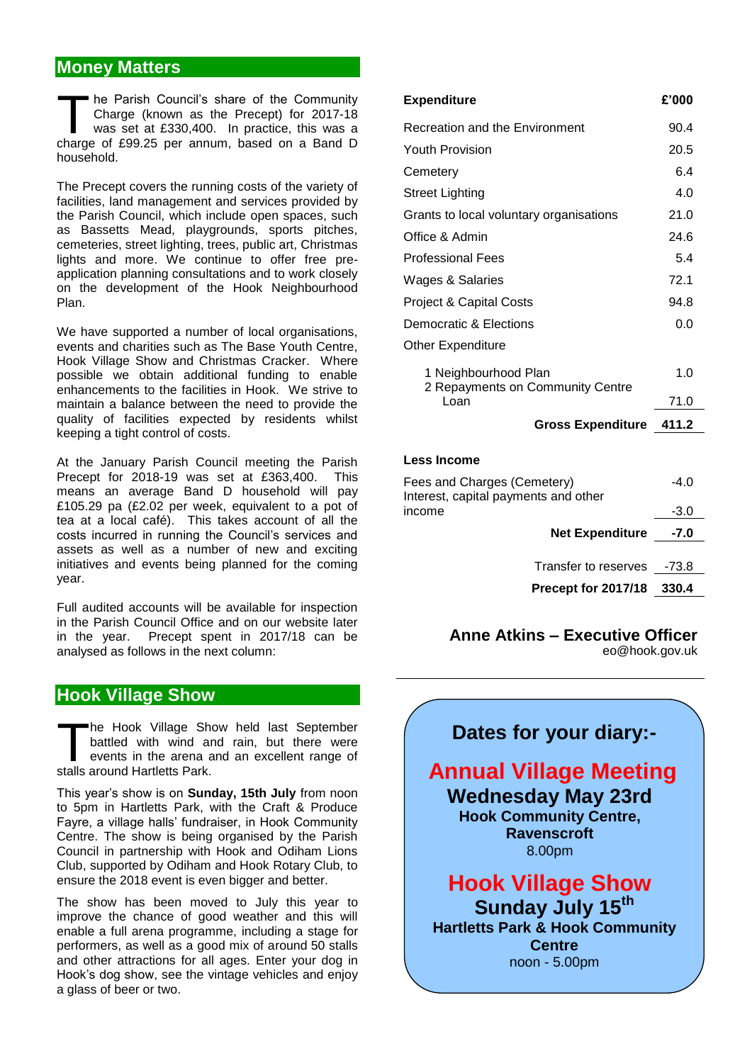## Money Matters

The Parish Council's share of the Community Charge (known as the Precept) for 2017-18 was set at £330,400. In practice, this was a charge of £99.25 per annum, based on a Band D household.

The Precept covers the running costs of the variety of facilities, land management and services provided by the Parish Council, which include open spaces, such as Bassetts Mead, playgrounds, sports pitches, cemeteries, street lighting, trees, public art, Christmas lights and more. We continue to offer free pre-application planning consultations and to work closely on the development of the Hook Neighbourhood Plan.

We have supported a number of local organisations, events and charities such as The Base Youth Centre, Hook Village Show and Christmas Cracker. Where possible we obtain additional funding to enable enhancements to the facilities in Hook. We strive to maintain a balance between the need to provide the quality of facilities expected by residents whilst keeping a tight control of costs.

At the January Parish Council meeting the Parish Precept for 2018-19 was set at £363,400. This means an average Band D household will pay £105.29 pa (£2.02 per week, equivalent to a pot of tea at a local café). This takes account of all the costs incurred in running the Council's services and assets as well as a number of new and exciting initiatives and events being planned for the coming year.

Full audited accounts will be available for inspection in the Parish Council Office and on our website later in the year. Precept spent in 2017/18 can be analysed as follows in the next column:

| Expenditure | £'000 |
|---|---|
| Recreation and the Environment | 90.4 |
| Youth Provision | 20.5 |
| Cemetery | 6.4 |
| Street Lighting | 4.0 |
| Grants to local voluntary organisations | 21.0 |
| Office & Admin | 24.6 |
| Professional Fees | 5.4 |
| Wages & Salaries | 72.1 |
| Project & Capital Costs | 94.8 |
| Democratic & Elections | 0.0 |
| Other Expenditure | |
| 1 Neighbourhood Plan | 1.0 |
| 2 Repayments on Community Centre Loan | 71.0 |
| **Gross Expenditure** | **411.2** |
| **Less Income** | |
| Fees and Charges (Cemetery) | -4.0 |
| Interest, capital payments and other income | -3.0 |
| **Net Expenditure** | **-7.0** |
| Transfer to reserves | -73.8 |
| **Precept for 2017/18** | **330.4** |

**Anne Atkins – Executive Officer**
eo@hook.gov.uk

## Hook Village Show

The Hook Village Show held last September battled with wind and rain, but there were events in the arena and an excellent range of stalls around Hartletts Park.

This year's show is on **Sunday, 15th July** from noon to 5pm in Hartletts Park, with the Craft & Produce Fayre, a village halls' fundraiser, in Hook Community Centre. The show is being organised by the Parish Council in partnership with Hook and Odiham Lions Club, supported by Odiham and Hook Rotary Club, to ensure the 2018 event is even bigger and better.

The show has been moved to July this year to improve the chance of good weather and this will enable a full arena programme, including a stage for performers, as well as a good mix of around 50 stalls and other attractions for all ages. Enter your dog in Hook's dog show, see the vintage vehicles and enjoy a glass of beer or two.

### Dates for your diary:-

**Annual Village Meeting**
**Wednesday May 23rd**
**Hook Community Centre, Ravenscroft**
8.00pm

**Hook Village Show**
**Sunday July 15th**
**Hartletts Park & Hook Community Centre**
noon - 5.00pm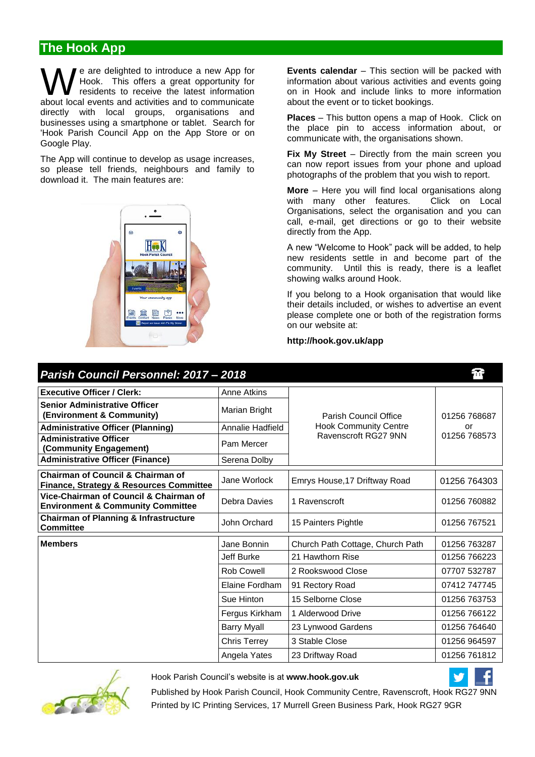## The Hook App

We are delighted to introduce a new App for Hook. This offers a great opportunity for residents to receive the latest information about local events and activities and to communicate directly with local groups, organisations and businesses using a smartphone or tablet. Search for 'Hook Parish Council App on the App Store or on Google Play.

The App will continue to develop as usage increases, so please tell friends, neighbours and family to download it. The main features are:

**Events calendar** – This section will be packed with information about various activities and events going on in Hook and include links to more information about the event or to ticket bookings.

**Places** – This button opens a map of Hook. Click on the place pin to access information about, or communicate with, the organisations shown.

**Fix My Street** – Directly from the main screen you can now report issues from your phone and upload photographs of the problem that you wish to report.

**More** – Here you will find local organisations along with many other features. Click on Local Organisations, select the organisation and you can call, e-mail, get directions or go to their website directly from the App.

A new "Welcome to Hook" pack will be added, to help new residents settle in and become part of the community. Until this is ready, there is a leaflet showing walks around Hook.

If you belong to a Hook organisation that would like their details included, or wishes to advertise an event please complete one or both of the registration forms on our website at:

**http://hook.gov.uk/app**

## *Parish Council Personnel: 2017 – 2018*

| | | | |
|---|---|---|---|
| **Executive Officer / Clerk:** | Anne Atkins | Parish Council Office Hook Community Centre Ravenscroft RG27 9NN | 01256 768687 or 01256 768573 |
| **Senior Administrative Officer (Environment & Community)** | Marian Bright | | |
| **Administrative Officer (Planning)** | Annalie Hadfield | | |
| **Administrative Officer (Community Engagement)** | Pam Mercer | | |
| **Administrative Officer (Finance)** | Serena Dolby | | |
| **Chairman of Council & Chairman of Finance, Strategy & Resources Committee** | Jane Worlock | Emrys House,17 Driftway Road | 01256 764303 |
| **Vice-Chairman of Council & Chairman of Environment & Community Committee** | Debra Davies | 1 Ravenscroft | 01256 760882 |
| **Chairman of Planning & Infrastructure Committee** | John Orchard | 15 Painters Pightle | 01256 767521 |
| **Members** | Jane Bonnin | Church Path Cottage, Church Path | 01256 763287 |
| | Jeff Burke | 21 Hawthorn Rise | 01256 766223 |
| | Rob Cowell | 2 Rookswood Close | 07707 532787 |
| | Elaine Fordham | 91 Rectory Road | 07412 747745 |
| | Sue Hinton | 15 Selborne Close | 01256 763753 |
| | Fergus Kirkham | 1 Alderwood Drive | 01256 766122 |
| | Barry Myall | 23 Lynwood Gardens | 01256 764640 |
| | Chris Terrey | 3 Stable Close | 01256 964597 |
| | Angela Yates | 23 Driftway Road | 01256 761812 |

Hook Parish Council's website is at **www.hook.gov.uk**

Published by Hook Parish Council, Hook Community Centre, Ravenscroft, Hook RG27 9NN

Printed by IC Printing Services, 17 Murrell Green Business Park, Hook RG27 9GR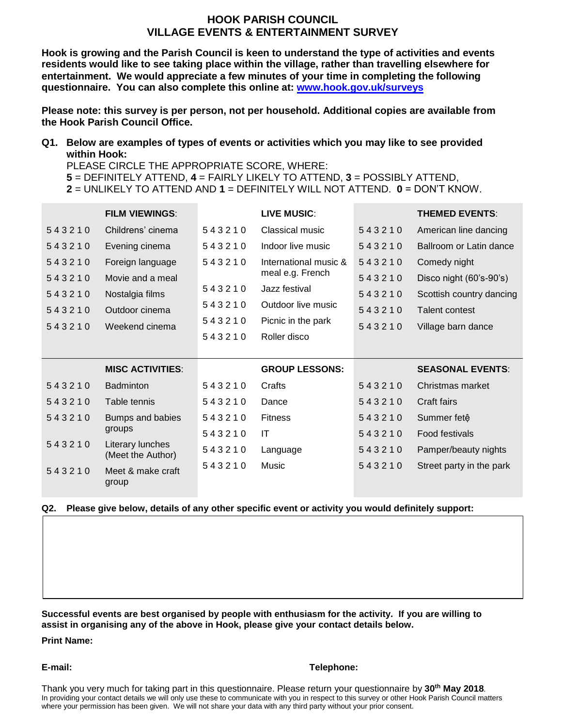# HOOK PARISH COUNCIL
# VILLAGE EVENTS & ENTERTAINMENT SURVEY

**Hook is growing and the Parish Council is keen to understand the type of activities and events residents would like to see taking place within the village, rather than travelling elsewhere for entertainment. We would appreciate a few minutes of your time in completing the following questionnaire. You can also complete this online at: [www.hook.gov.uk/surveys](www.hook.gov.uk/surveys)**

**Please note: this survey is per person, not per household. Additional copies are available from the Hook Parish Council Office.**

**Q1. Below are examples of types of events or activities which you may like to see provided within Hook:**

PLEASE CIRCLE THE APPROPRIATE SCORE, WHERE:
**5** = DEFINITELY ATTEND, **4** = FAIRLY LIKELY TO ATTEND, **3** = POSSIBLY ATTEND, **2** = UNLIKELY TO ATTEND AND **1** = DEFINITELY WILL NOT ATTEND. **0** = DON'T KNOW.

| | **FILM VIEWINGS:** | | **LIVE MUSIC:** | | **THEMED EVENTS:** |
|---|---|---|---|---|---|
| 5 4 3 2 1 0 | Childrens' cinema | 5 4 3 2 1 0 | Classical music | 5 4 3 2 1 0 | American line dancing |
| 5 4 3 2 1 0 | Evening cinema | 5 4 3 2 1 0 | Indoor live music | 5 4 3 2 1 0 | Ballroom or Latin dance |
| 5 4 3 2 1 0 | Foreign language | 5 4 3 2 1 0 | International music & meal e.g. French | 5 4 3 2 1 0 | Comedy night |
| 5 4 3 2 1 0 | Movie and a meal | 5 4 3 2 1 0 | Jazz festival | 5 4 3 2 1 0 | Disco night (60's-90's) |
| 5 4 3 2 1 0 | Nostalgia films | 5 4 3 2 1 0 | Outdoor live music | 5 4 3 2 1 0 | Scottish country dancing |
| 5 4 3 2 1 0 | Outdoor cinema | 5 4 3 2 1 0 | Picnic in the park | 5 4 3 2 1 0 | Talent contest |
| 5 4 3 2 1 0 | Weekend cinema | 5 4 3 2 1 0 | Roller disco | 5 4 3 2 1 0 | Village barn dance |

| | **MISC ACTIVITIES:** | | **GROUP LESSONS:** | | **SEASONAL EVENTS:** |
|---|---|---|---|---|---|
| 5 4 3 2 1 0 | Badminton | 5 4 3 2 1 0 | Crafts | 5 4 3 2 1 0 | Christmas market |
| 5 4 3 2 1 0 | Table tennis | 5 4 3 2 1 0 | Dance | 5 4 3 2 1 0 | Craft fairs |
| 5 4 3 2 1 0 | Bumps and babies groups | 5 4 3 2 1 0 | Fitness | 5 4 3 2 1 0 | Summer fetệ |
| 5 4 3 2 1 0 | Literary lunches (Meet the Author) | 5 4 3 2 1 0 | IT | 5 4 3 2 1 0 | Food festivals |
| 5 4 3 2 1 0 | Meet & make craft group | 5 4 3 2 1 0 | Language | 5 4 3 2 1 0 | Pamper/beauty nights |
| | | 5 4 3 2 1 0 | Music | 5 4 3 2 1 0 | Street party in the park |

**Q2. Please give below, details of any other specific event or activity you would definitely support:**

**Successful events are best organised by people with enthusiasm for the activity. If you are willing to assist in organising any of the above in Hook, please give your contact details below.**

**Print Name:**

**E-mail:** **Telephone:**

Thank you very much for taking part in this questionnaire. Please return your questionnaire by **30th May 2018**.

In providing your contact details we will only use these to communicate with you in respect to this survey or other Hook Parish Council matters where your permission has been given. We will not share your data with any third party without your prior consent.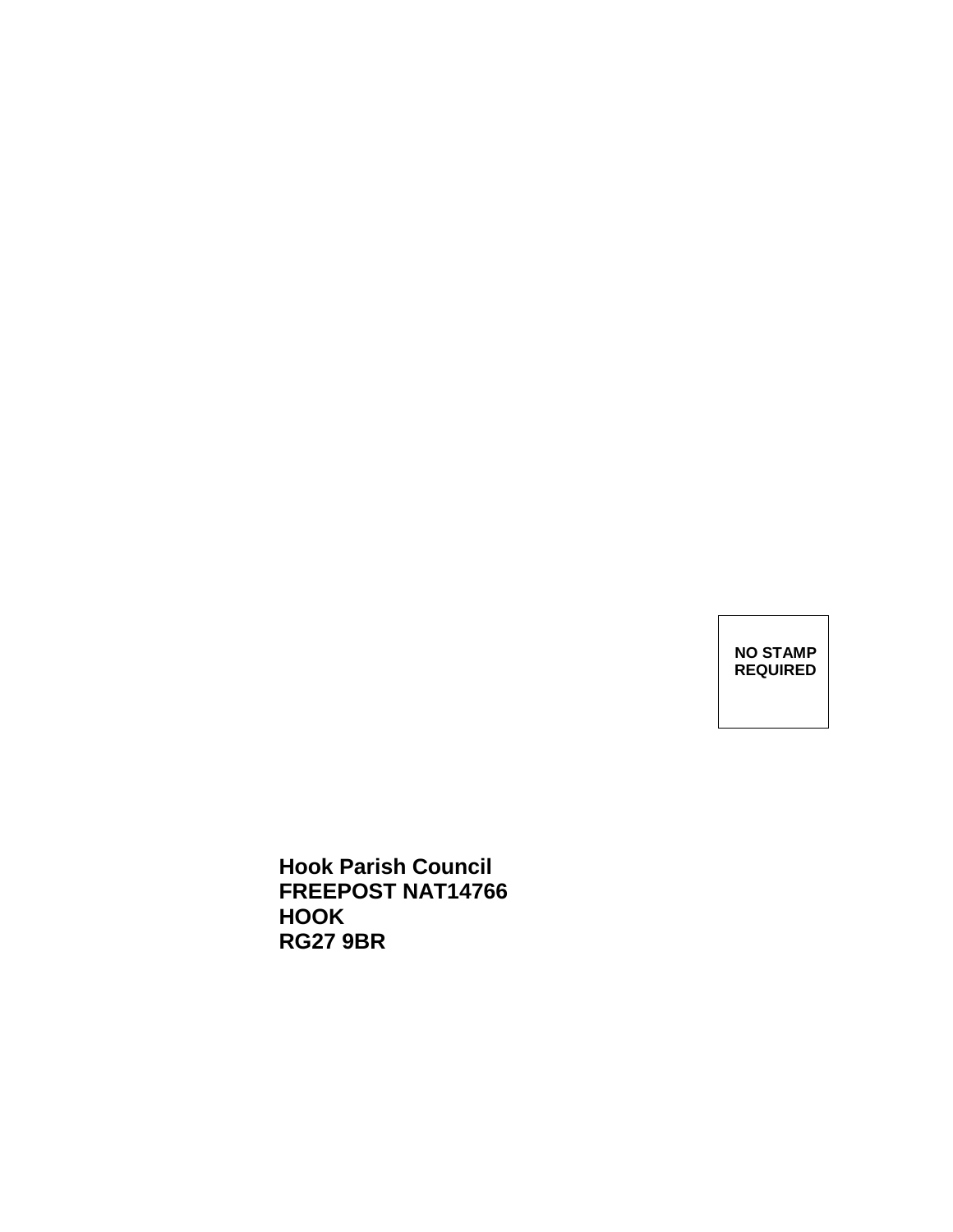**NO STAMP REQUIRED**

**Hook Parish Council**
**FREEPOST NAT14766**
**HOOK**
**RG27 9BR**